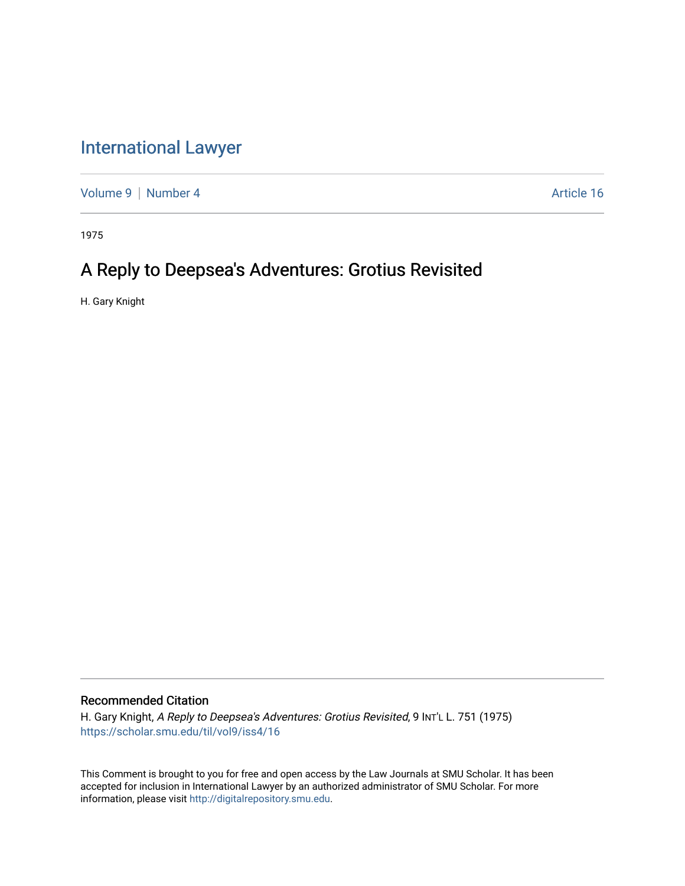# International Lawyer

Volume 9 | Number 4 — Article 16

1975

## A Reply to Deepsea's Adventures: Grotius Revisited

H. Gary Knight

### Recommended Citation

H. Gary Knight, *A Reply to Deepsea's Adventures: Grotius Revisited*, 9 INT'L L. 751 (1975)
https://scholar.smu.edu/til/vol9/iss4/16

This Comment is brought to you for free and open access by the Law Journals at SMU Scholar. It has been accepted for inclusion in International Lawyer by an authorized administrator of SMU Scholar. For more information, please visit http://digitalrepository.smu.edu.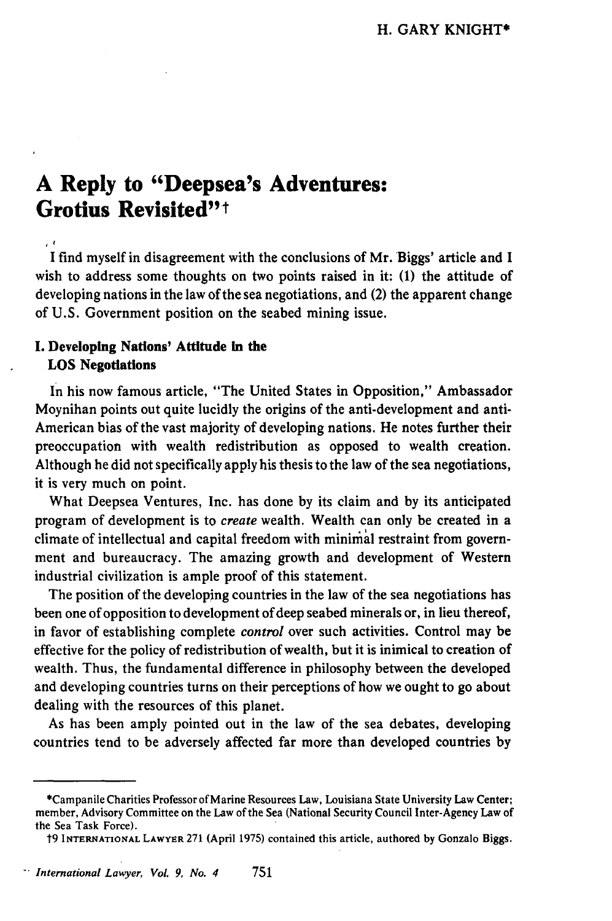H. GARY KNIGHT*

# A Reply to "Deepsea's Adventures: Grotius Revisited"†

I find myself in disagreement with the conclusions of Mr. Biggs' article and I wish to address some thoughts on two points raised in it: (1) the attitude of developing nations in the law of the sea negotiations, and (2) the apparent change of U.S. Government position on the seabed mining issue.

## I. Developing Nations' Attitude in the LOS Negotiations

In his now famous article, "The United States in Opposition," Ambassador Moynihan points out quite lucidly the origins of the anti-development and anti-American bias of the vast majority of developing nations. He notes further their preoccupation with wealth redistribution as opposed to wealth creation. Although he did not specifically apply his thesis to the law of the sea negotiations, it is very much on point.

What Deepsea Ventures, Inc. has done by its claim and by its anticipated program of development is to *create* wealth. Wealth can only be created in a climate of intellectual and capital freedom with minimal restraint from government and bureaucracy. The amazing growth and development of Western industrial civilization is ample proof of this statement.

The position of the developing countries in the law of the sea negotiations has been one of opposition to development of deep seabed minerals or, in lieu thereof, in favor of establishing complete *control* over such activities. Control may be effective for the policy of redistribution of wealth, but it is inimical to creation of wealth. Thus, the fundamental difference in philosophy between the developed and developing countries turns on their perceptions of how we ought to go about dealing with the resources of this planet.

As has been amply pointed out in the law of the sea debates, developing countries tend to be adversely affected far more than developed countries by

---

*Campanile Charities Professor of Marine Resources Law, Louisiana State University Law Center; member, Advisory Committee on the Law of the Sea (National Security Council Inter-Agency Law of the Sea Task Force).

†9 INTERNATIONAL LAWYER 271 (April 1975) contained this article, authored by Gonzalo Biggs.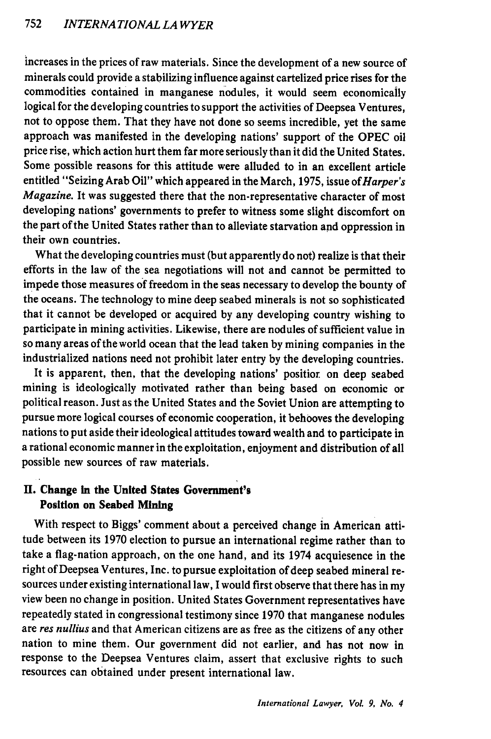increases in the prices of raw materials. Since the development of a new source of minerals could provide a stabilizing influence against cartelized price rises for the commodities contained in manganese nodules, it would seem economically logical for the developing countries to support the activities of Deepsea Ventures, not to oppose them. That they have not done so seems incredible, yet the same approach was manifested in the developing nations' support of the OPEC oil price rise, which action hurt them far more seriously than it did the United States. Some possible reasons for this attitude were alluded to in an excellent article entitled "Seizing Arab Oil" which appeared in the March, 1975, issue of *Harper's Magazine.* It was suggested there that the non-representative character of most developing nations' governments to prefer to witness some slight discomfort on the part of the United States rather than to alleviate starvation and oppression in their own countries.

What the developing countries must (but apparently do not) realize is that their efforts in the law of the sea negotiations will not and cannot be permitted to impede those measures of freedom in the seas necessary to develop the bounty of the oceans. The technology to mine deep seabed minerals is not so sophisticated that it cannot be developed or acquired by any developing country wishing to participate in mining activities. Likewise, there are nodules of sufficient value in so many areas of the world ocean that the lead taken by mining companies in the industrialized nations need not prohibit later entry by the developing countries.

It is apparent, then, that the developing nations' position on deep seabed mining is ideologically motivated rather than being based on economic or political reason. Just as the United States and the Soviet Union are attempting to pursue more logical courses of economic cooperation, it behooves the developing nations to put aside their ideological attitudes toward wealth and to participate in a rational economic manner in the exploitation, enjoyment and distribution of all possible new sources of raw materials.

## II. Change in the United States Government's Position on Seabed Mining

With respect to Biggs' comment about a perceived change in American attitude between its 1970 election to pursue an international regime rather than to take a flag-nation approach, on the one hand, and its 1974 acquiesence in the right of Deepsea Ventures, Inc. to pursue exploitation of deep seabed mineral resources under existing international law, I would first observe that there has in my view been no change in position. United States Government representatives have repeatedly stated in congressional testimony since 1970 that manganese nodules are *res nullius* and that American citizens are as free as the citizens of any other nation to mine them. Our government did not earlier, and has not now in response to the Deepsea Ventures claim, assert that exclusive rights to such resources can obtained under present international law.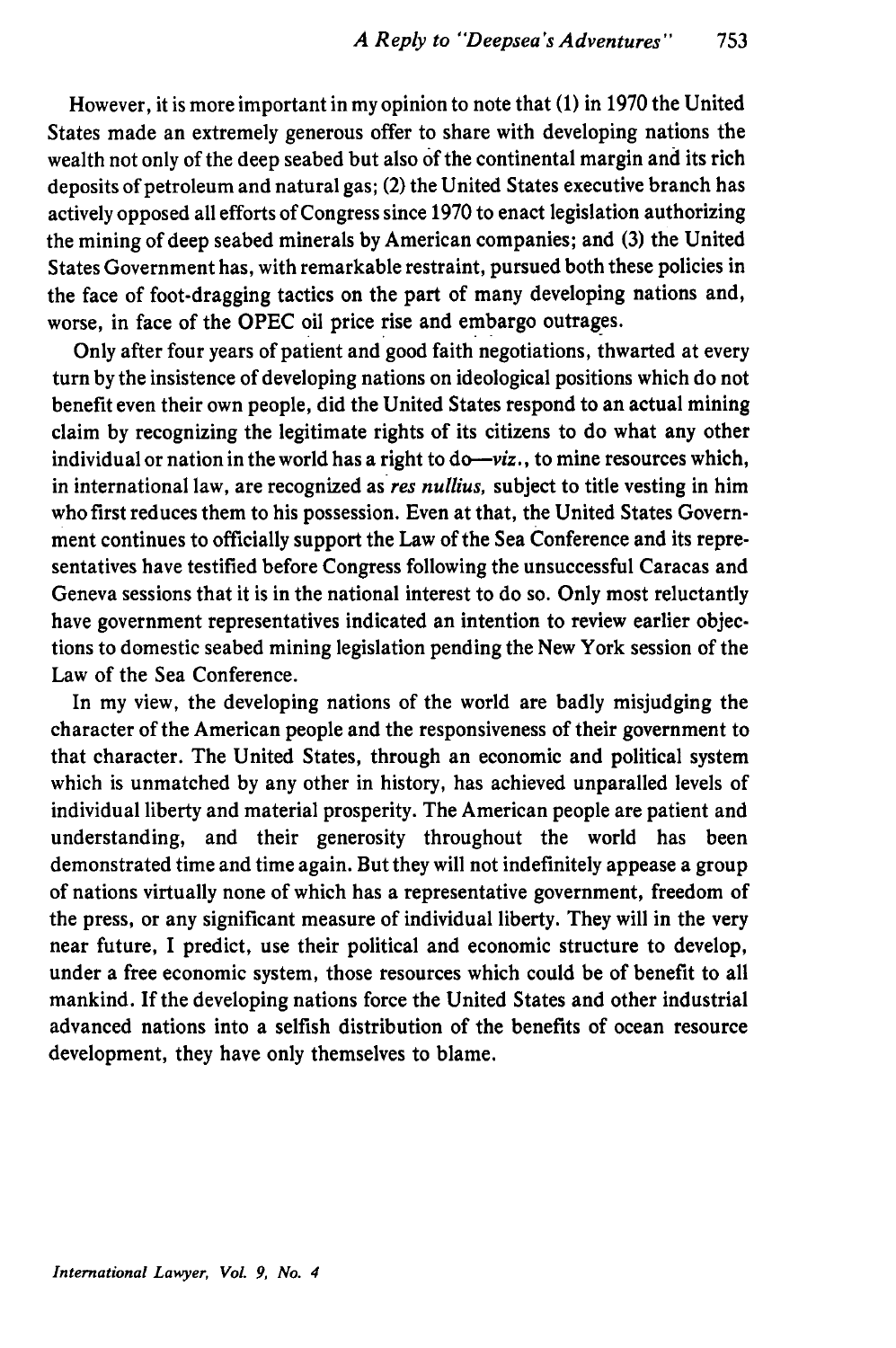However, it is more important in my opinion to note that (1) in 1970 the United States made an extremely generous offer to share with developing nations the wealth not only of the deep seabed but also of the continental margin and its rich deposits of petroleum and natural gas; (2) the United States executive branch has actively opposed all efforts of Congress since 1970 to enact legislation authorizing the mining of deep seabed minerals by American companies; and (3) the United States Government has, with remarkable restraint, pursued both these policies in the face of foot-dragging tactics on the part of many developing nations and, worse, in face of the OPEC oil price rise and embargo outrages.

Only after four years of patient and good faith negotiations, thwarted at every turn by the insistence of developing nations on ideological positions which do not benefit even their own people, did the United States respond to an actual mining claim by recognizing the legitimate rights of its citizens to do what any other individual or nation in the world has a right to do—*viz.*, to mine resources which, in international law, are recognized as *res nullius,* subject to title vesting in him who first reduces them to his possession. Even at that, the United States Government continues to officially support the Law of the Sea Conference and its representatives have testified before Congress following the unsuccessful Caracas and Geneva sessions that it is in the national interest to do so. Only most reluctantly have government representatives indicated an intention to review earlier objections to domestic seabed mining legislation pending the New York session of the Law of the Sea Conference.

In my view, the developing nations of the world are badly misjudging the character of the American people and the responsiveness of their government to that character. The United States, through an economic and political system which is unmatched by any other in history, has achieved unparalled levels of individual liberty and material prosperity. The American people are patient and understanding, and their generosity throughout the world has been demonstrated time and time again. But they will not indefinitely appease a group of nations virtually none of which has a representative government, freedom of the press, or any significant measure of individual liberty. They will in the very near future, I predict, use their political and economic structure to develop, under a free economic system, those resources which could be of benefit to all mankind. If the developing nations force the United States and other industrial advanced nations into a selfish distribution of the benefits of ocean resource development, they have only themselves to blame.